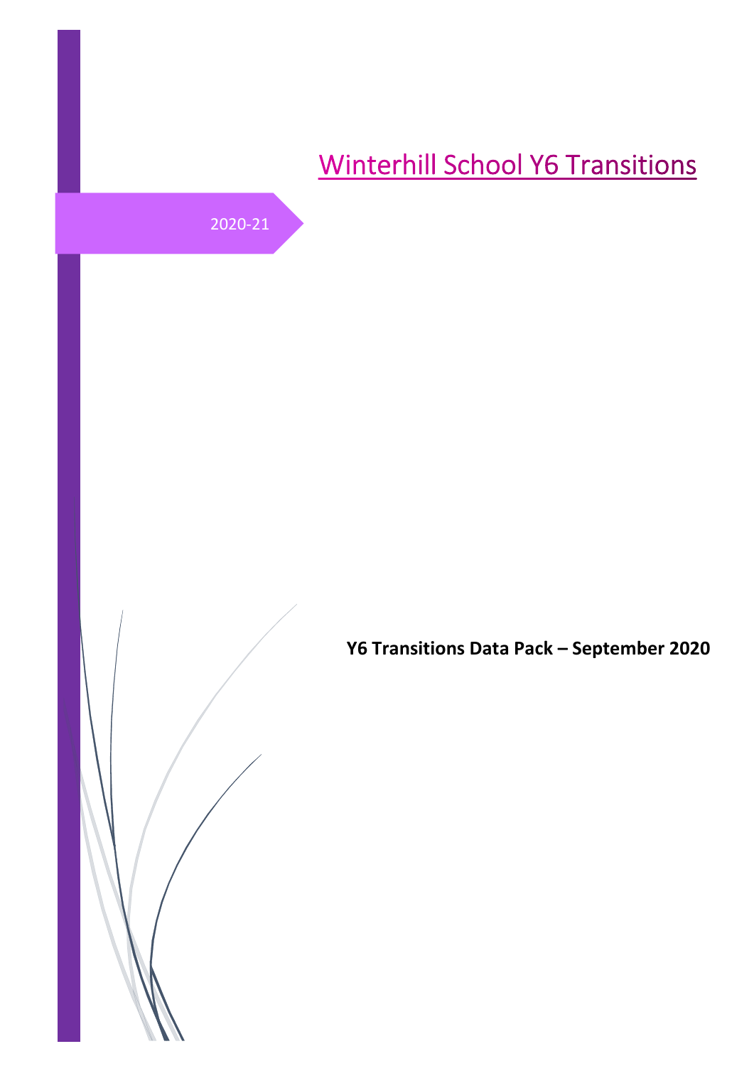# Winterhill School Y6 Transitions

2020-21

**Y6 Transitions Data Pack – September 2020**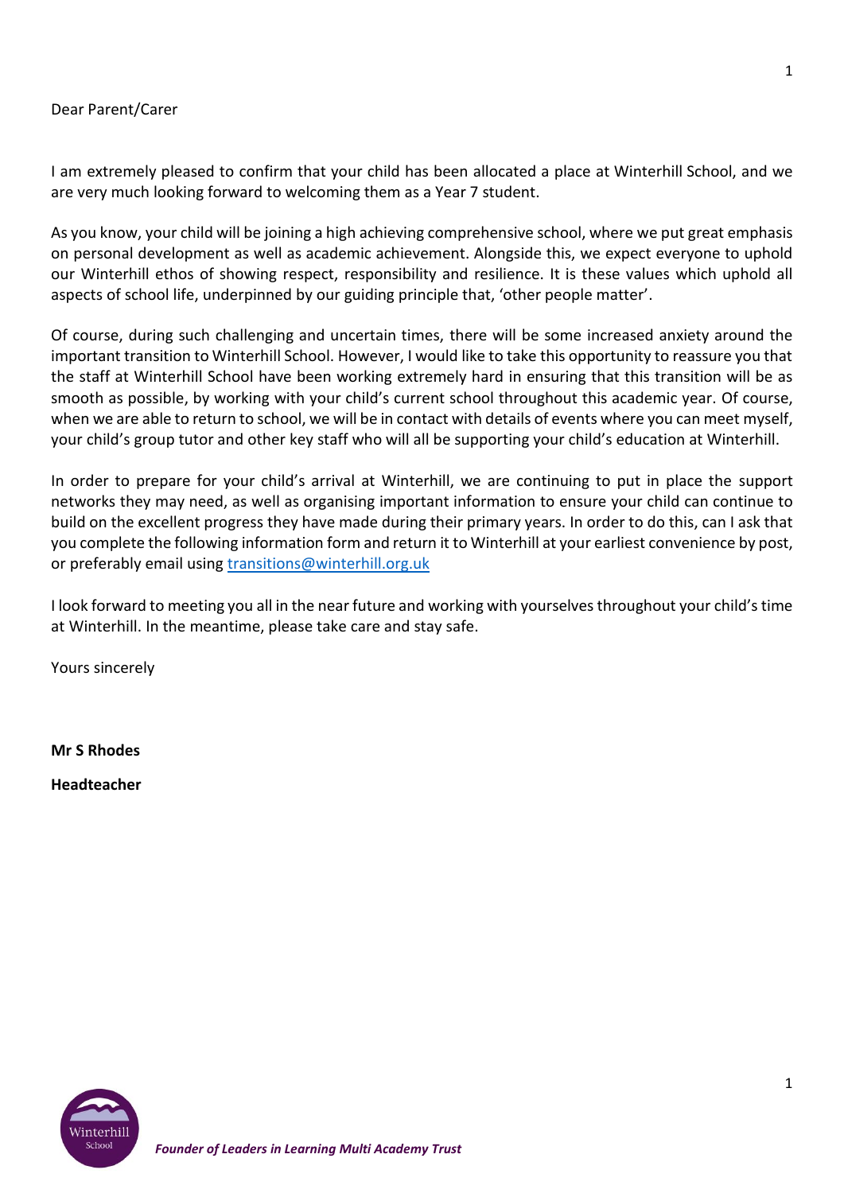Dear Parent/Carer

I am extremely pleased to confirm that your child has been allocated a place at Winterhill School, and we are very much looking forward to welcoming them as a Year 7 student.

As you know, your child will be joining a high achieving comprehensive school, where we put great emphasis on personal development as well as academic achievement. Alongside this, we expect everyone to uphold our Winterhill ethos of showing respect, responsibility and resilience. It is these values which uphold all aspects of school life, underpinned by our guiding principle that, 'other people matter'.

Of course, during such challenging and uncertain times, there will be some increased anxiety around the important transition to Winterhill School. However, I would like to take this opportunity to reassure you that the staff at Winterhill School have been working extremely hard in ensuring that this transition will be as smooth as possible, by working with your child's current school throughout this academic year. Of course, when we are able to return to school, we will be in contact with details of events where you can meet myself, your child's group tutor and other key staff who will all be supporting your child's education at Winterhill.

In order to prepare for your child's arrival at Winterhill, we are continuing to put in place the support networks they may need, as well as organising important information to ensure your child can continue to build on the excellent progress they have made during their primary years. In order to do this, can I ask that you complete the following information form and return it to Winterhill at your earliest convenience by post, or preferably email using [transitions@winterhill.org.uk](mailto:transitions@winterhill.org.uk)

I look forward to meeting you all in the near future and working with yourselves throughout your child's time at Winterhill. In the meantime, please take care and stay safe.

Yours sincerely

**Mr S Rhodes**

**Headteacher**

*Founder of Leaders in Learning Multi Academy Trust*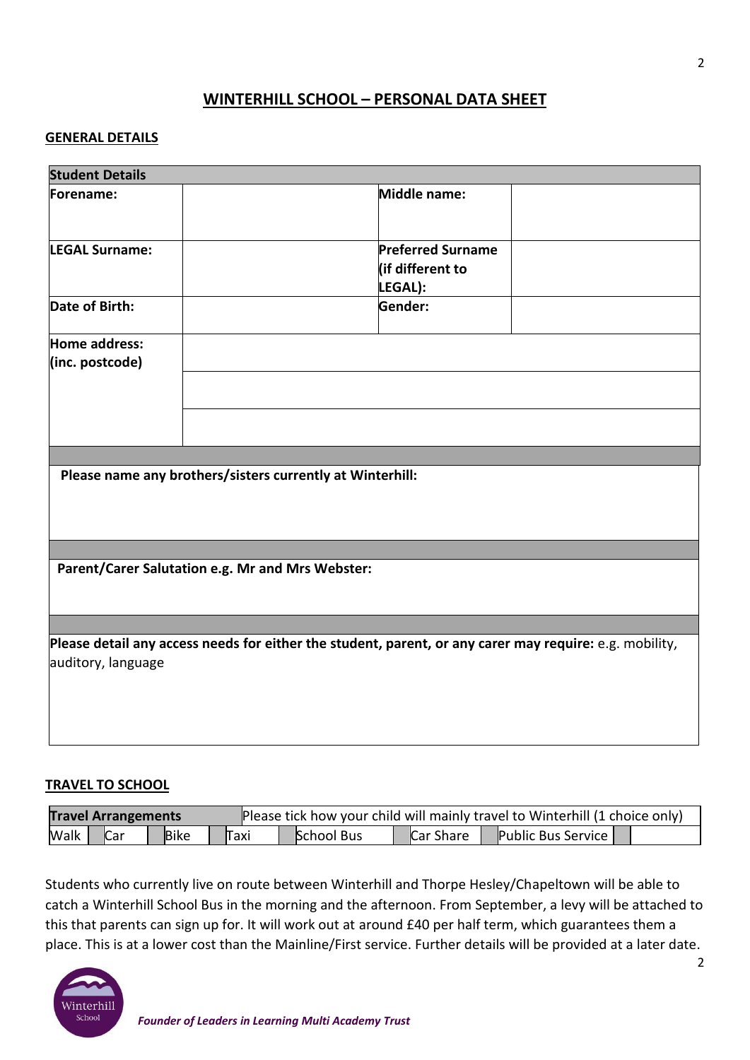## WINTERHILL SCHOOL – PERSONAL DATA SHEET

### GENERAL DETAILS

| **Student Details** | | | |
|---|---|---|---|
| **Forename:** | | **Middle name:** | |
| **LEGAL Surname:** | | **Preferred Surname (if different to LEGAL):** | |
| **Date of Birth:** | | **Gender:** | |
| **Home address: (inc. postcode)** | | | |
| | | | |
| | | | |

**Please name any brothers/sisters currently at Winterhill:**

**Parent/Carer Salutation e.g. Mr and Mrs Webster:**

**Please detail any access needs for either the student, parent, or any carer may require:** e.g. mobility, auditory, language

### TRAVEL TO SCHOOL

| **Travel Arrangements** | | | | | | | | | | | | | |
|---|---|---|---|---|---|---|---|---|---|---|---|---|---|
| Please tick how your child will mainly travel to Winterhill (1 choice only) | | | | | | | | | | | | | |
| Walk | | Car | | Bike | | Taxi | | School Bus | | Car Share | | Public Bus Service | |

Students who currently live on route between Winterhill and Thorpe Hesley/Chapeltown will be able to catch a Winterhill School Bus in the morning and the afternoon. From September, a levy will be attached to this that parents can sign up for. It will work out at around £40 per half term, which guarantees them a place. This is at a lower cost than the Mainline/First service. Further details will be provided at a later date.

Winterhill School

*Founder of Leaders in Learning Multi Academy Trust*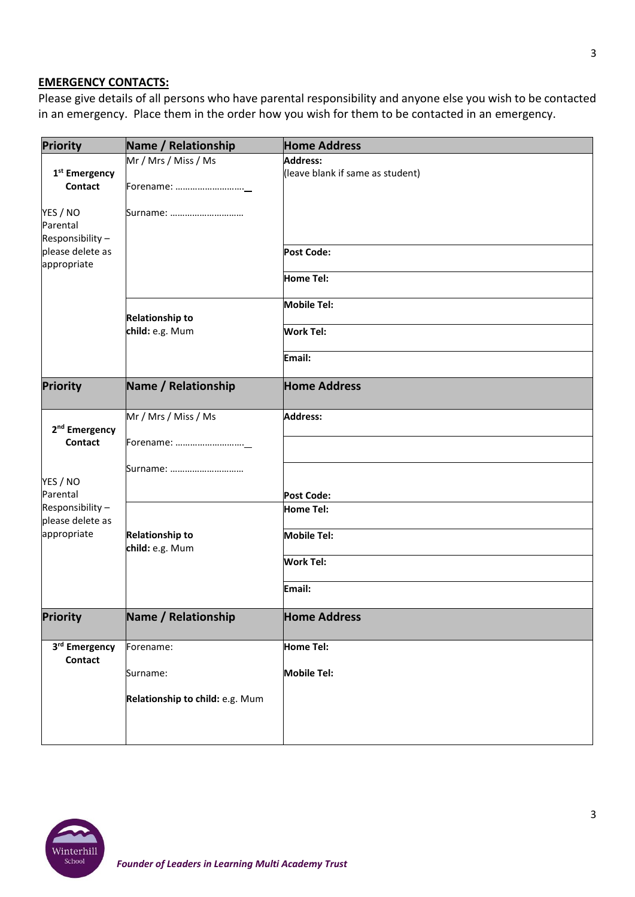## EMERGENCY CONTACTS:

Please give details of all persons who have parental responsibility and anyone else you wish to be contacted in an emergency. Place them in the order how you wish for them to be contacted in an emergency.

| Priority | Name / Relationship | Home Address |
|---|---|---|
| **1st Emergency Contact**<br><br>YES / NO Parental Responsibility – please delete as appropriate | Mr / Mrs / Miss / Ms<br><br>Forename: ……………………….<br><br>Surname: ……………………….. | **Address:**<br>(leave blank if same as student) |
| | | **Post Code:** |
| | | **Home Tel:** |
| | **Relationship to child:** e.g. Mum | **Mobile Tel:** |
| | | **Work Tel:** |
| | | **Email:** |
| **Priority** | **Name / Relationship** | **Home Address** |
| **2nd Emergency Contact**<br><br>YES / NO Parental Responsibility – please delete as appropriate | Mr / Mrs / Miss / Ms<br><br>Forename: ……………………….<br><br>Surname: ……………………….. | **Address:** |
| | | |
| | | **Post Code:** |
| | **Relationship to child:** e.g. Mum | **Home Tel:** |
| | | **Mobile Tel:** |
| | | **Work Tel:** |
| | | **Email:** |
| **Priority** | **Name / Relationship** | **Home Address** |
| **3rd Emergency Contact** | Forename:<br><br>Surname:<br><br>**Relationship to child:** e.g. Mum | **Home Tel:**<br><br>**Mobile Tel:** |

Winterhill School

*Founder of Leaders in Learning Multi Academy Trust*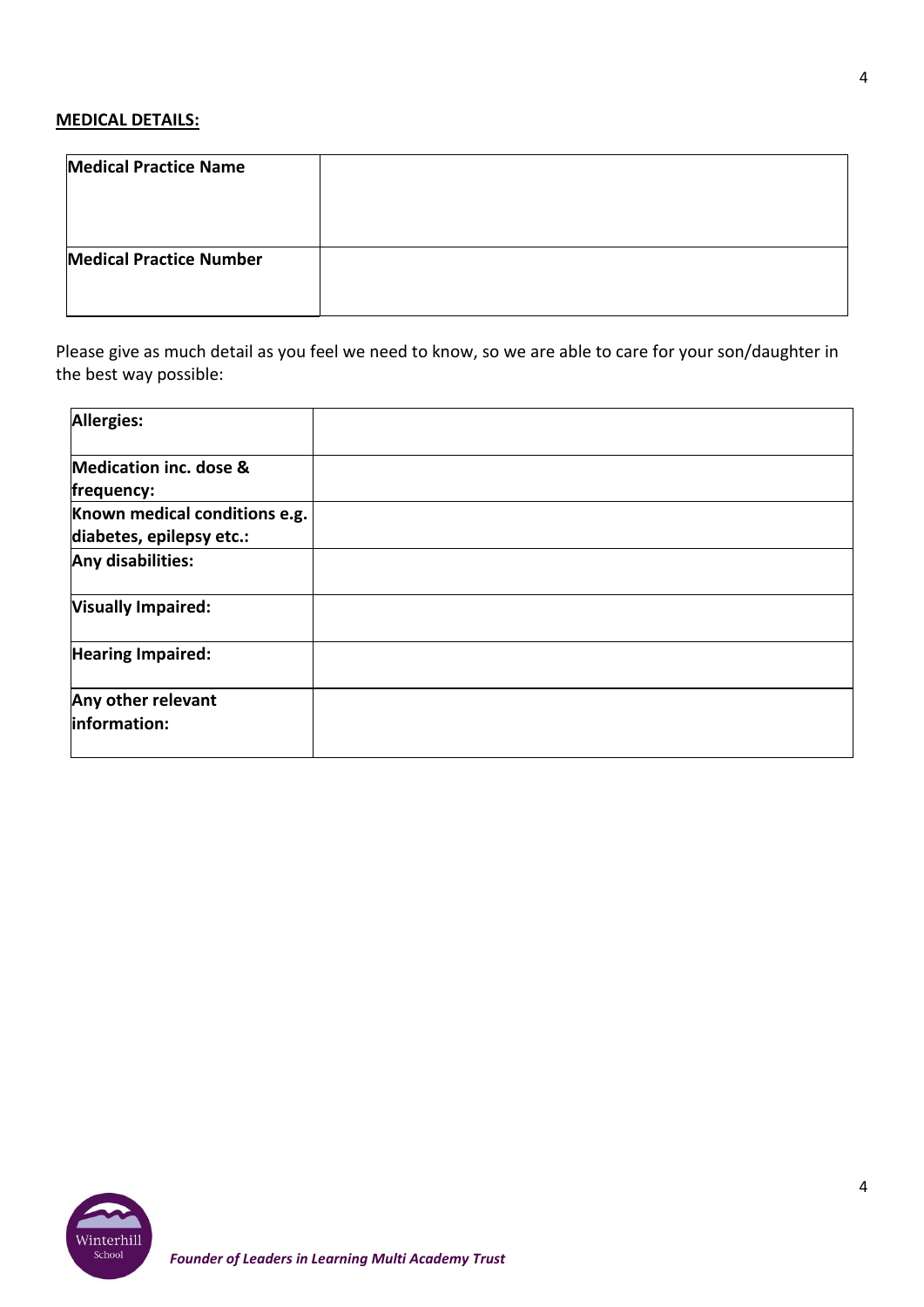**MEDICAL DETAILS:**

| **Medical Practice Name** | |
|---|---|
| **Medical Practice Number** | |

Please give as much detail as you feel we need to know, so we are able to care for your son/daughter in the best way possible:

| **Allergies:** | |
|---|---|
| **Medication inc. dose & frequency:** | |
| **Known medical conditions e.g. diabetes, epilepsy etc.:** | |
| **Any disabilities:** | |
| **Visually Impaired:** | |
| **Hearing Impaired:** | |
| **Any other relevant information:** | |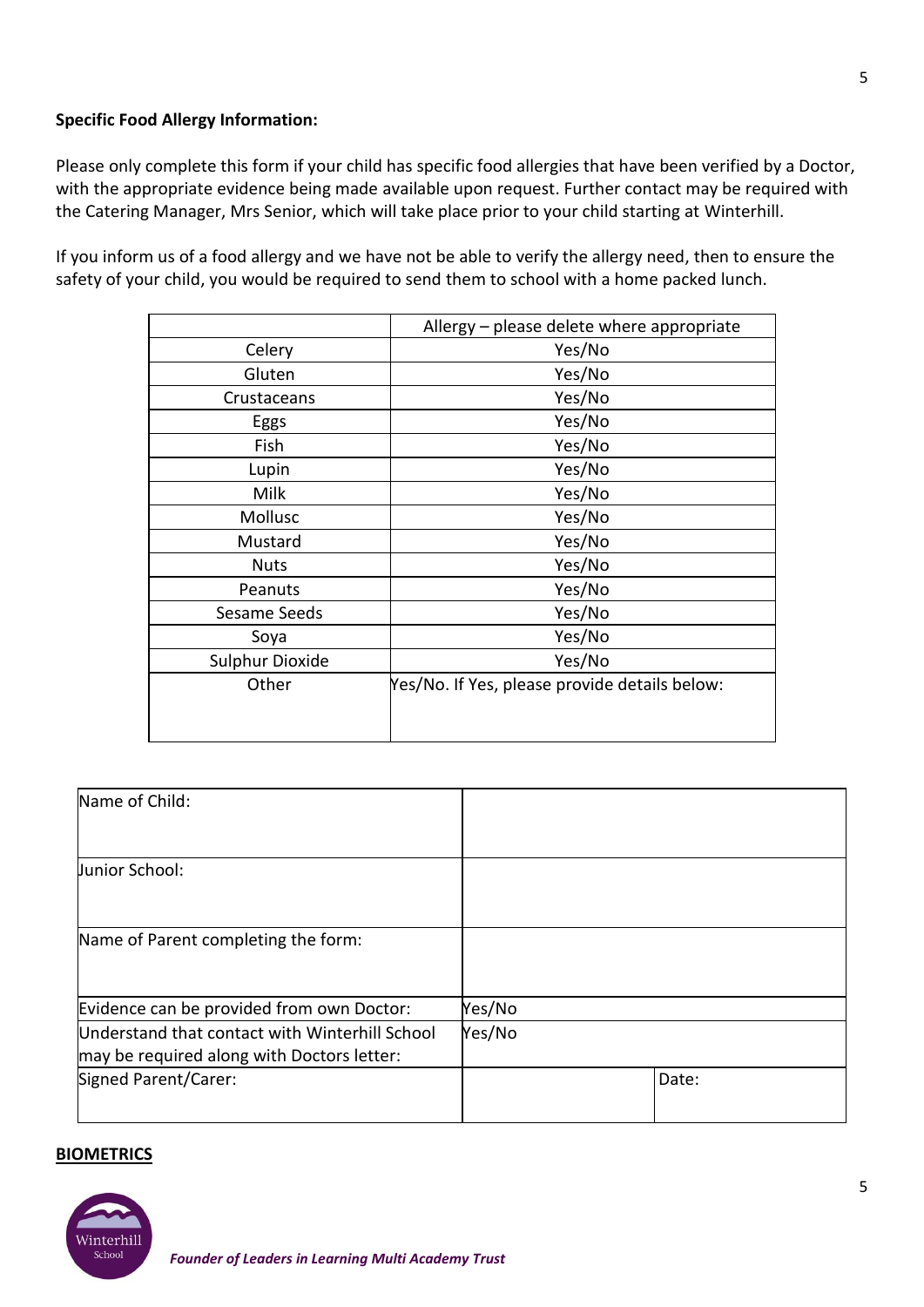**Specific Food Allergy Information:**

Please only complete this form if your child has specific food allergies that have been verified by a Doctor, with the appropriate evidence being made available upon request. Further contact may be required with the Catering Manager, Mrs Senior, which will take place prior to your child starting at Winterhill.

If you inform us of a food allergy and we have not be able to verify the allergy need, then to ensure the safety of your child, you would be required to send them to school with a home packed lunch.

| | Allergy – please delete where appropriate |
|---|---|
| Celery | Yes/No |
| Gluten | Yes/No |
| Crustaceans | Yes/No |
| Eggs | Yes/No |
| Fish | Yes/No |
| Lupin | Yes/No |
| Milk | Yes/No |
| Mollusc | Yes/No |
| Mustard | Yes/No |
| Nuts | Yes/No |
| Peanuts | Yes/No |
| Sesame Seeds | Yes/No |
| Soya | Yes/No |
| Sulphur Dioxide | Yes/No |
| Other | Yes/No. If Yes, please provide details below: |

| | | |
|---|---|---|
| Name of Child: | | |
| Junior School: | | |
| Name of Parent completing the form: | | |
| Evidence can be provided from own Doctor: | Yes/No | |
| Understand that contact with Winterhill School may be required along with Doctors letter: | Yes/No | |
| Signed Parent/Carer: | | Date: |

**BIOMETRICS**

*Founder of Leaders in Learning Multi Academy Trust*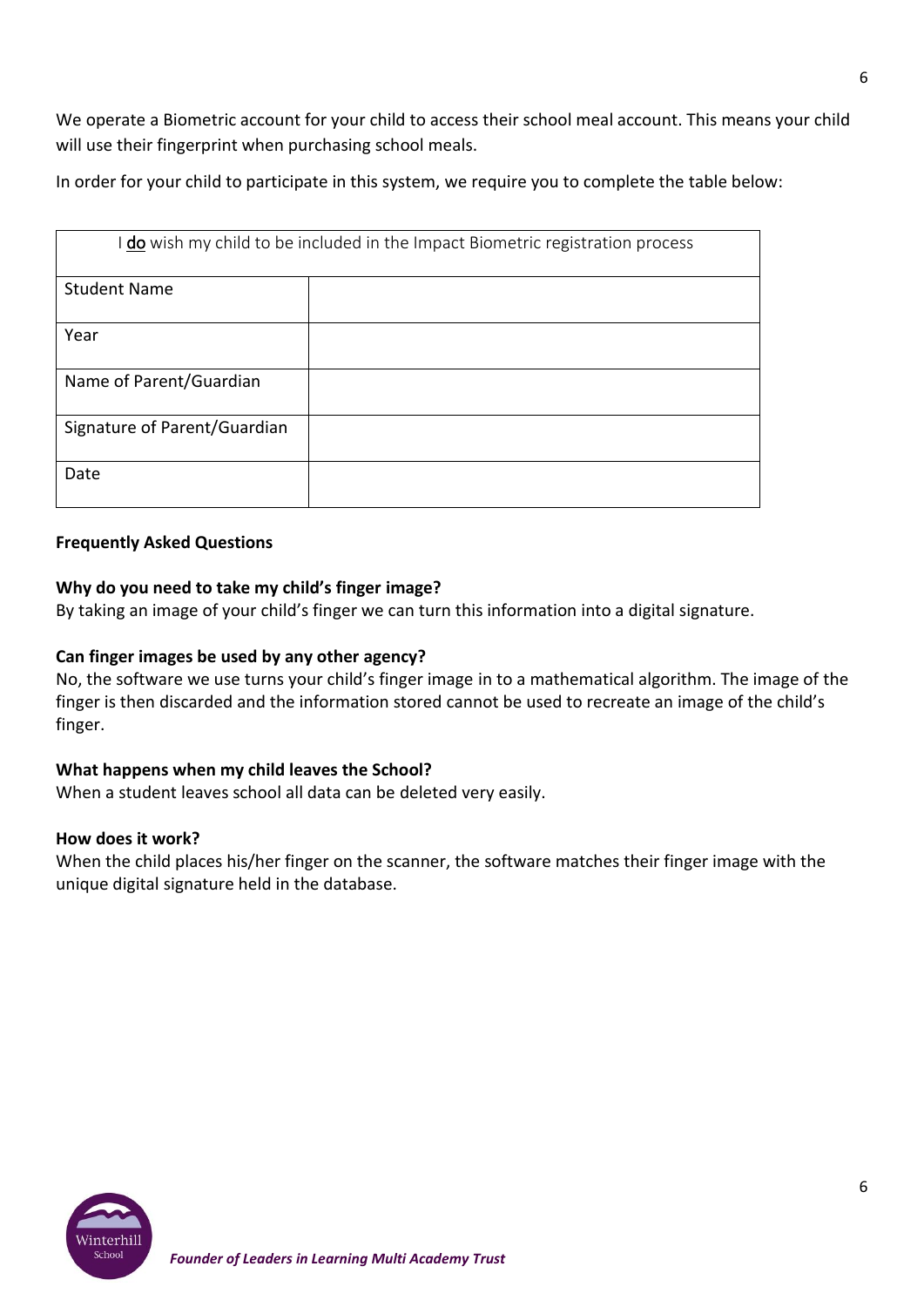We operate a Biometric account for your child to access their school meal account. This means your child will use their fingerprint when purchasing school meals.

In order for your child to participate in this system, we require you to complete the table below:

| I <u>**do**</u> wish my child to be included in the Impact Biometric registration process | |
|---|---|
| Student Name | |
| Year | |
| Name of Parent/Guardian | |
| Signature of Parent/Guardian | |
| Date | |

**Frequently Asked Questions**

**Why do you need to take my child's finger image?**
By taking an image of your child's finger we can turn this information into a digital signature.

**Can finger images be used by any other agency?**
No, the software we use turns your child's finger image in to a mathematical algorithm. The image of the finger is then discarded and the information stored cannot be used to recreate an image of the child's finger.

**What happens when my child leaves the School?**
When a student leaves school all data can be deleted very easily.

**How does it work?**
When the child places his/her finger on the scanner, the software matches their finger image with the unique digital signature held in the database.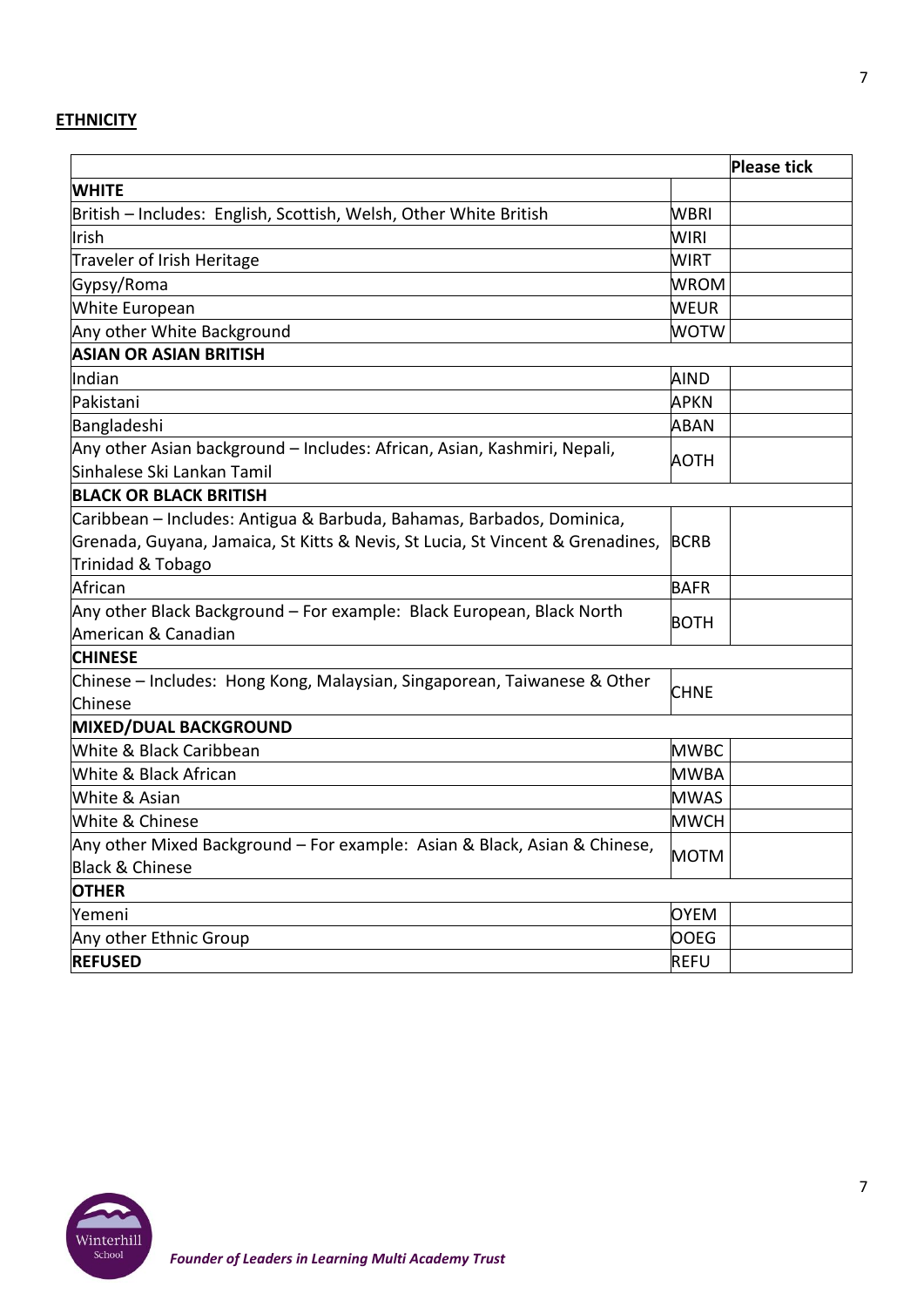**ETHNICITY**

| | | Please tick |
|---|---|---|
| **WHITE** | | |
| British – Includes: English, Scottish, Welsh, Other White British | WBRI | |
| Irish | WIRI | |
| Traveler of Irish Heritage | WIRT | |
| Gypsy/Roma | WROM | |
| White European | WEUR | |
| Any other White Background | WOTW | |
| **ASIAN OR ASIAN BRITISH** | | |
| Indian | AIND | |
| Pakistani | APKN | |
| Bangladeshi | ABAN | |
| Any other Asian background – Includes: African, Asian, Kashmiri, Nepali, Sinhalese Ski Lankan Tamil | AOTH | |
| **BLACK OR BLACK BRITISH** | | |
| Caribbean – Includes: Antigua & Barbuda, Bahamas, Barbados, Dominica, Grenada, Guyana, Jamaica, St Kitts & Nevis, St Lucia, St Vincent & Grenadines, Trinidad & Tobago | BCRB | |
| African | BAFR | |
| Any other Black Background – For example: Black European, Black North American & Canadian | BOTH | |
| **CHINESE** | | |
| Chinese – Includes: Hong Kong, Malaysian, Singaporean, Taiwanese & Other Chinese | CHNE | |
| **MIXED/DUAL BACKGROUND** | | |
| White & Black Caribbean | MWBC | |
| White & Black African | MWBA | |
| White & Asian | MWAS | |
| White & Chinese | MWCH | |
| Any other Mixed Background – For example: Asian & Black, Asian & Chinese, Black & Chinese | MOTM | |
| **OTHER** | | |
| Yemeni | OYEM | |
| Any other Ethnic Group | OOEG | |
| **REFUSED** | REFU | |

*Founder of Leaders in Learning Multi Academy Trust*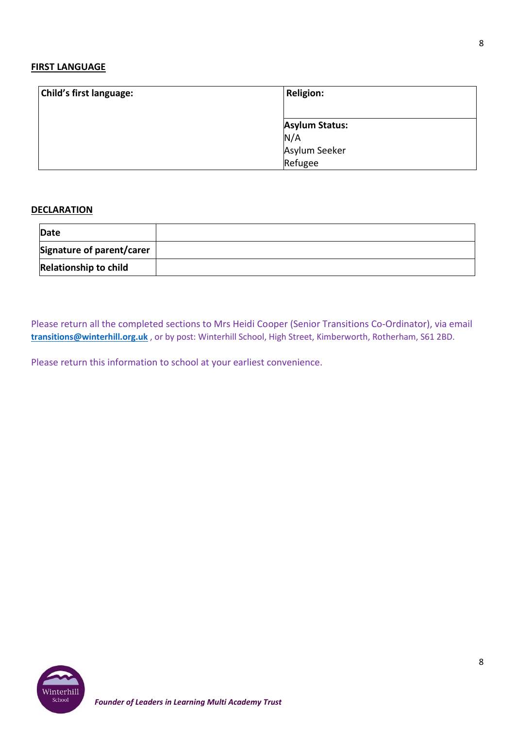**FIRST LANGUAGE**

| | |
|---|---|
| **Child's first language:** | **Religion:** |
| | **Asylum Status:**<br>N/A<br>Asylum Seeker<br>Refugee |

**DECLARATION**

| | |
|---|---|
| **Date** | |
| **Signature of parent/carer** | |
| **Relationship to child** | |

Please return all the completed sections to Mrs Heidi Cooper (Senior Transitions Co-Ordinator), via email **transitions@winterhill.org.uk** , or by post: Winterhill School, High Street, Kimberworth, Rotherham, S61 2BD.

Please return this information to school at your earliest convenience.

*Founder of Leaders in Learning Multi Academy Trust*